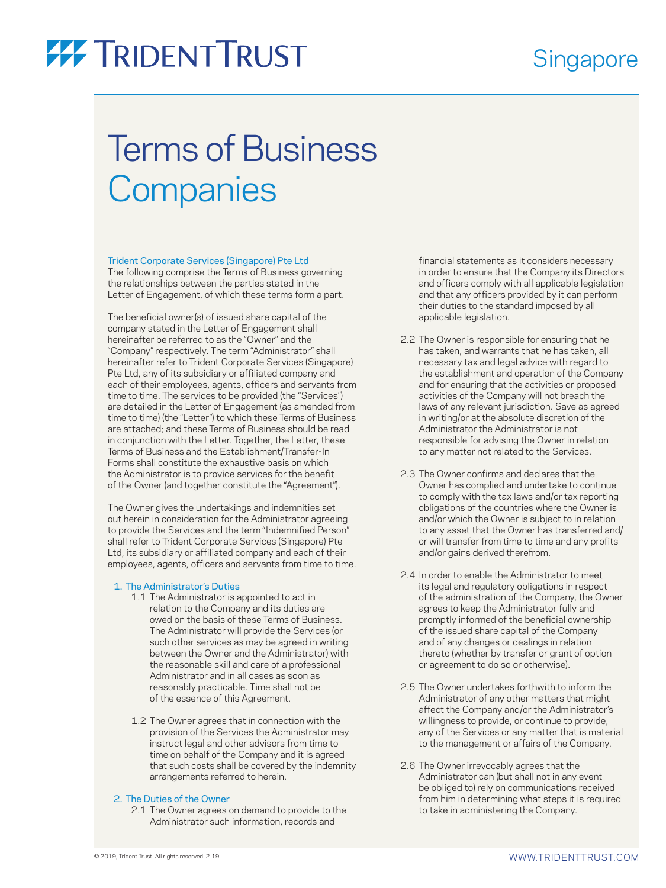# TRIDENT TRUST

Singapore

# Terms of Business Companies

## Trident Corporate Services (Singapore) Pte Ltd

The following comprise the Terms of Business governing the relationships between the parties stated in the Letter of Engagement, of which these terms form a part.

The beneficial owner(s) of issued share capital of the company stated in the Letter of Engagement shall hereinafter be referred to as the "Owner" and the "Company" respectively. The term "Administrator" shall hereinafter refer to Trident Corporate Services (Singapore) Pte Ltd, any of its subsidiary or affiliated company and each of their employees, agents, officers and servants from time to time. The services to be provided (the "Services") are detailed in the Letter of Engagement (as amended from time to time) (the "Letter") to which these Terms of Business are attached; and these Terms of Business should be read in conjunction with the Letter. Together, the Letter, these Terms of Business and the Establishment/Transfer-In Forms shall constitute the exhaustive basis on which the Administrator is to provide services for the benefit of the Owner (and together constitute the "Agreement").

The Owner gives the undertakings and indemnities set out herein in consideration for the Administrator agreeing to provide the Services and the term "Indemnified Person" shall refer to Trident Corporate Services (Singapore) Pte Ltd, its subsidiary or affiliated company and each of their employees, agents, officers and servants from time to time.

### 1. The Administrator's Duties

1.1 The Administrator is appointed to act in relation to the Company and its duties are owed on the basis of these Terms of Business. The Administrator will provide the Services (or such other services as may be agreed in writing between the Owner and the Administrator) with the reasonable skill and care of a professional Administrator and in all cases as soon as reasonably practicable. Time shall not be of the essence of this Agreement.

1.2 The Owner agrees that in connection with the provision of the Services the Administrator may instruct legal and other advisors from time to time on behalf of the Company and it is agreed that such costs shall be covered by the indemnity arrangements referred to herein.

### 2. The Duties of the Owner

2.1 The Owner agrees on demand to provide to the Administrator such information, records and financial statements as it considers necessary in order to ensure that the Company its Directors and officers comply with all applicable legislation and that any officers provided by it can perform their duties to the standard imposed by all applicable legislation.

2.2 The Owner is responsible for ensuring that he has taken, and warrants that he has taken, all necessary tax and legal advice with regard to the establishment and operation of the Company and for ensuring that the activities or proposed activities of the Company will not breach the laws of any relevant jurisdiction. Save as agreed in writing/or at the absolute discretion of the Administrator the Administrator is not responsible for advising the Owner in relation to any matter not related to the Services.

2.3 The Owner confirms and declares that the Owner has complied and undertake to continue to comply with the tax laws and/or tax reporting obligations of the countries where the Owner is and/or which the Owner is subject to in relation to any asset that the Owner has transferred and/or will transfer from time to time and any profits and/or gains derived therefrom.

2.4 In order to enable the Administrator to meet its legal and regulatory obligations in respect of the administration of the Company, the Owner agrees to keep the Administrator fully and promptly informed of the beneficial ownership of the issued share capital of the Company and of any changes or dealings in relation thereto (whether by transfer or grant of option or agreement to do so or otherwise).

2.5 The Owner undertakes forthwith to inform the Administrator of any other matters that might affect the Company and/or the Administrator's willingness to provide, or continue to provide, any of the Services or any matter that is material to the management or affairs of the Company.

2.6 The Owner irrevocably agrees that the Administrator can (but shall not in any event be obliged to) rely on communications received from him in determining what steps it is required to take in administering the Company.

© 2019, Trident Trust. All rights reserved. 2.19

WWW.TRIDENTTRUST.COM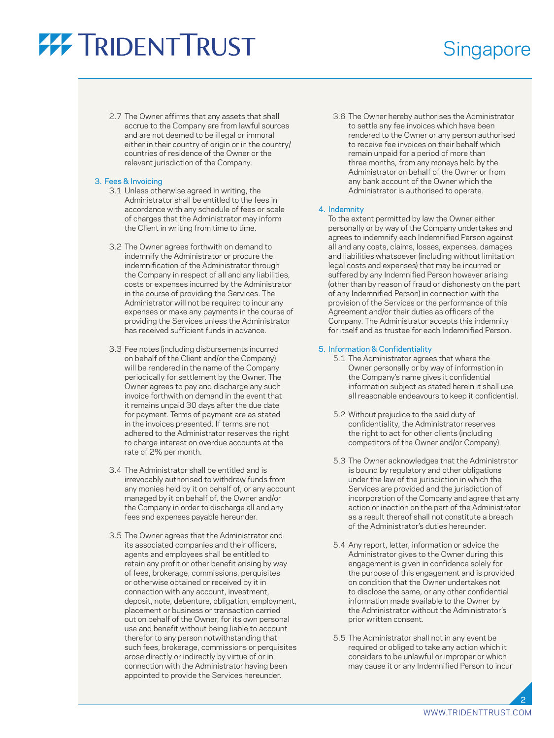2.7 The Owner affirms that any assets that shall accrue to the Company are from lawful sources and are not deemed to be illegal or immoral either in their country of origin or in the country/countries of residence of the Owner or the relevant jurisdiction of the Company.

## 3. Fees & Invoicing

3.1 Unless otherwise agreed in writing, the Administrator shall be entitled to the fees in accordance with any schedule of fees or scale of charges that the Administrator may inform the Client in writing from time to time.

3.2 The Owner agrees forthwith on demand to indemnify the Administrator or procure the indemnification of the Administrator through the Company in respect of all and any liabilities, costs or expenses incurred by the Administrator in the course of providing the Services. The Administrator will not be required to incur any expenses or make any payments in the course of providing the Services unless the Administrator has received sufficient funds in advance.

3.3 Fee notes (including disbursements incurred on behalf of the Client and/or the Company) will be rendered in the name of the Company periodically for settlement by the Owner. The Owner agrees to pay and discharge any such invoice forthwith on demand in the event that it remains unpaid 30 days after the due date for payment. Terms of payment are as stated in the invoices presented. If terms are not adhered to the Administrator reserves the right to charge interest on overdue accounts at the rate of 2% per month.

3.4 The Administrator shall be entitled and is irrevocably authorised to withdraw funds from any monies held by it on behalf of, or any account managed by it on behalf of, the Owner and/or the Company in order to discharge all and any fees and expenses payable hereunder.

3.5 The Owner agrees that the Administrator and its associated companies and their officers, agents and employees shall be entitled to retain any profit or other benefit arising by way of fees, brokerage, commissions, perquisites or otherwise obtained or received by it in connection with any account, investment, deposit, note, debenture, obligation, employment, placement or business or transaction carried out on behalf of the Owner, for its own personal use and benefit without being liable to account therefor to any person notwithstanding that such fees, brokerage, commissions or perquisites arose directly or indirectly by virtue of or in connection with the Administrator having been appointed to provide the Services hereunder.

3.6 The Owner hereby authorises the Administrator to settle any fee invoices which have been rendered to the Owner or any person authorised to receive fee invoices on their behalf which remain unpaid for a period of more than three months, from any moneys held by the Administrator on behalf of the Owner or from any bank account of the Owner which the Administrator is authorised to operate.

## 4. Indemnity

To the extent permitted by law the Owner either personally or by way of the Company undertakes and agrees to indemnify each Indemnified Person against all and any costs, claims, losses, expenses, damages and liabilities whatsoever (including without limitation legal costs and expenses) that may be incurred or suffered by any Indemnified Person however arising (other than by reason of fraud or dishonesty on the part of any Indemnified Person) in connection with the provision of the Services or the performance of this Agreement and/or their duties as officers of the Company. The Administrator accepts this indemnity for itself and as trustee for each Indemnified Person.

## 5. Information & Confidentiality

5.1 The Administrator agrees that where the Owner personally or by way of information in the Company's name gives it confidential information subject as stated herein it shall use all reasonable endeavours to keep it confidential.

5.2 Without prejudice to the said duty of confidentiality, the Administrator reserves the right to act for other clients (including competitors of the Owner and/or Company).

5.3 The Owner acknowledges that the Administrator is bound by regulatory and other obligations under the law of the jurisdiction in which the Services are provided and the jurisdiction of incorporation of the Company and agree that any action or inaction on the part of the Administrator as a result thereof shall not constitute a breach of the Administrator's duties hereunder.

5.4 Any report, letter, information or advice the Administrator gives to the Owner during this engagement is given in confidence solely for the purpose of this engagement and is provided on condition that the Owner undertakes not to disclose the same, or any other confidential information made available to the Owner by the Administrator without the Administrator's prior written consent.

5.5 The Administrator shall not in any event be required or obliged to take any action which it considers to be unlawful or improper or which may cause it or any Indemnified Person to incur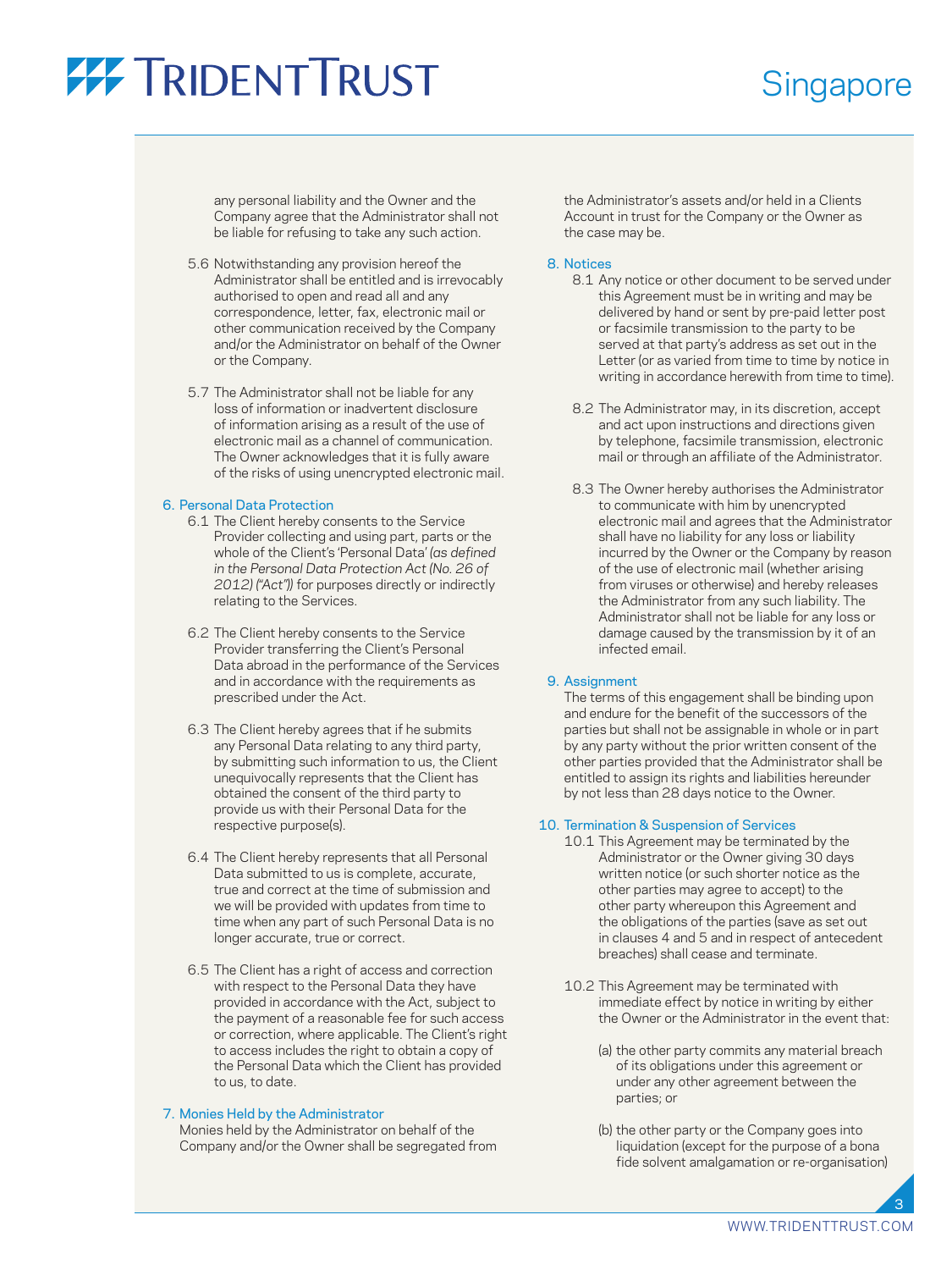any personal liability and the Owner and the Company agree that the Administrator shall not be liable for refusing to take any such action.

5.6 Notwithstanding any provision hereof the Administrator shall be entitled and is irrevocably authorised to open and read all and any correspondence, letter, fax, electronic mail or other communication received by the Company and/or the Administrator on behalf of the Owner or the Company.

5.7 The Administrator shall not be liable for any loss of information or inadvertent disclosure of information arising as a result of the use of electronic mail as a channel of communication. The Owner acknowledges that it is fully aware of the risks of using unencrypted electronic mail.

## 6. Personal Data Protection

6.1 The Client hereby consents to the Service Provider collecting and using part, parts or the whole of the Client's 'Personal Data' *(as defined in the Personal Data Protection Act (No. 26 of 2012) ("Act"))* for purposes directly or indirectly relating to the Services.

6.2 The Client hereby consents to the Service Provider transferring the Client's Personal Data abroad in the performance of the Services and in accordance with the requirements as prescribed under the Act.

6.3 The Client hereby agrees that if he submits any Personal Data relating to any third party, by submitting such information to us, the Client unequivocally represents that the Client has obtained the consent of the third party to provide us with their Personal Data for the respective purpose(s).

6.4 The Client hereby represents that all Personal Data submitted to us is complete, accurate, true and correct at the time of submission and we will be provided with updates from time to time when any part of such Personal Data is no longer accurate, true or correct.

6.5 The Client has a right of access and correction with respect to the Personal Data they have provided in accordance with the Act, subject to the payment of a reasonable fee for such access or correction, where applicable. The Client's right to access includes the right to obtain a copy of the Personal Data which the Client has provided to us, to date.

## 7. Monies Held by the Administrator

Monies held by the Administrator on behalf of the Company and/or the Owner shall be segregated from the Administrator's assets and/or held in a Clients Account in trust for the Company or the Owner as the case may be.

## 8. Notices

8.1 Any notice or other document to be served under this Agreement must be in writing and may be delivered by hand or sent by pre-paid letter post or facsimile transmission to the party to be served at that party's address as set out in the Letter (or as varied from time to time by notice in writing in accordance herewith from time to time).

8.2 The Administrator may, in its discretion, accept and act upon instructions and directions given by telephone, facsimile transmission, electronic mail or through an affiliate of the Administrator.

8.3 The Owner hereby authorises the Administrator to communicate with him by unencrypted electronic mail and agrees that the Administrator shall have no liability for any loss or liability incurred by the Owner or the Company by reason of the use of electronic mail (whether arising from viruses or otherwise) and hereby releases the Administrator from any such liability. The Administrator shall not be liable for any loss or damage caused by the transmission by it of an infected email.

## 9. Assignment

The terms of this engagement shall be binding upon and endure for the benefit of the successors of the parties but shall not be assignable in whole or in part by any party without the prior written consent of the other parties provided that the Administrator shall be entitled to assign its rights and liabilities hereunder by not less than 28 days notice to the Owner.

## 10. Termination & Suspension of Services

10.1 This Agreement may be terminated by the Administrator or the Owner giving 30 days written notice (or such shorter notice as the other parties may agree to accept) to the other party whereupon this Agreement and the obligations of the parties (save as set out in clauses 4 and 5 and in respect of antecedent breaches) shall cease and terminate.

10.2 This Agreement may be terminated with immediate effect by notice in writing by either the Owner or the Administrator in the event that:

(a) the other party commits any material breach of its obligations under this agreement or under any other agreement between the parties; or

(b) the other party or the Company goes into liquidation (except for the purpose of a bona fide solvent amalgamation or re-organisation)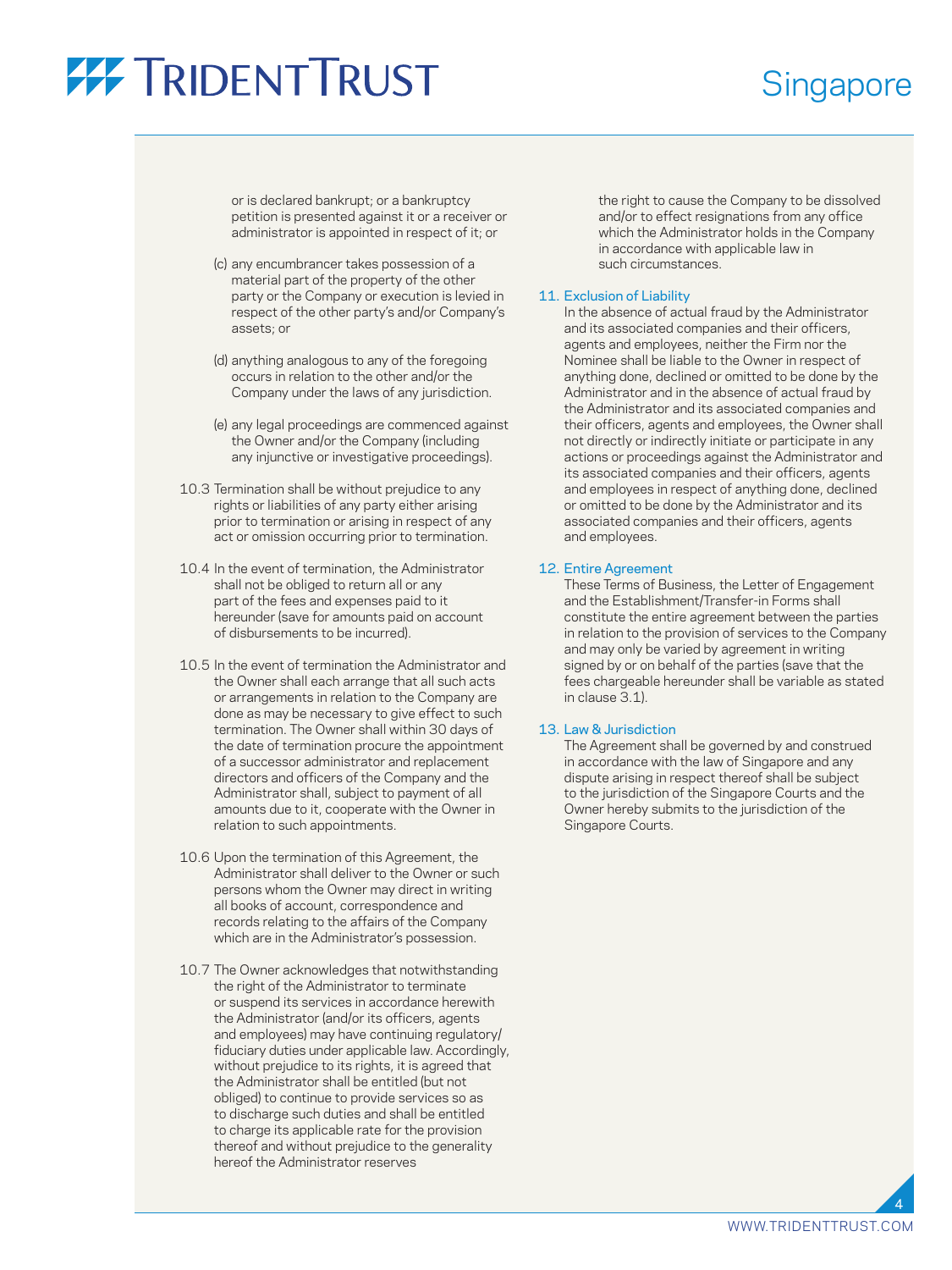or is declared bankrupt; or a bankruptcy petition is presented against it or a receiver or administrator is appointed in respect of it; or

(c) any encumbrancer takes possession of a material part of the property of the other party or the Company or execution is levied in respect of the other party's and/or Company's assets; or

(d) anything analogous to any of the foregoing occurs in relation to the other and/or the Company under the laws of any jurisdiction.

(e) any legal proceedings are commenced against the Owner and/or the Company (including any injunctive or investigative proceedings).

10.3 Termination shall be without prejudice to any rights or liabilities of any party either arising prior to termination or arising in respect of any act or omission occurring prior to termination.

10.4 In the event of termination, the Administrator shall not be obliged to return all or any part of the fees and expenses paid to it hereunder (save for amounts paid on account of disbursements to be incurred).

10.5 In the event of termination the Administrator and the Owner shall each arrange that all such acts or arrangements in relation to the Company are done as may be necessary to give effect to such termination. The Owner shall within 30 days of the date of termination procure the appointment of a successor administrator and replacement directors and officers of the Company and the Administrator shall, subject to payment of all amounts due to it, cooperate with the Owner in relation to such appointments.

10.6 Upon the termination of this Agreement, the Administrator shall deliver to the Owner or such persons whom the Owner may direct in writing all books of account, correspondence and records relating to the affairs of the Company which are in the Administrator's possession.

10.7 The Owner acknowledges that notwithstanding the right of the Administrator to terminate or suspend its services in accordance herewith the Administrator (and/or its officers, agents and employees) may have continuing regulatory/ fiduciary duties under applicable law. Accordingly, without prejudice to its rights, it is agreed that the Administrator shall be entitled (but not obliged) to continue to provide services so as to discharge such duties and shall be entitled to charge its applicable rate for the provision thereof and without prejudice to the generality hereof the Administrator reserves the right to cause the Company to be dissolved and/or to effect resignations from any office which the Administrator holds in the Company in accordance with applicable law in such circumstances.

## 11. Exclusion of Liability

In the absence of actual fraud by the Administrator and its associated companies and their officers, agents and employees, neither the Firm nor the Nominee shall be liable to the Owner in respect of anything done, declined or omitted to be done by the Administrator and in the absence of actual fraud by the Administrator and its associated companies and their officers, agents and employees, the Owner shall not directly or indirectly initiate or participate in any actions or proceedings against the Administrator and its associated companies and their officers, agents and employees in respect of anything done, declined or omitted to be done by the Administrator and its associated companies and their officers, agents and employees.

## 12. Entire Agreement

These Terms of Business, the Letter of Engagement and the Establishment/Transfer-in Forms shall constitute the entire agreement between the parties in relation to the provision of services to the Company and may only be varied by agreement in writing signed by or on behalf of the parties (save that the fees chargeable hereunder shall be variable as stated in clause 3.1).

## 13. Law & Jurisdiction

The Agreement shall be governed by and construed in accordance with the law of Singapore and any dispute arising in respect thereof shall be subject to the jurisdiction of the Singapore Courts and the Owner hereby submits to the jurisdiction of the Singapore Courts.